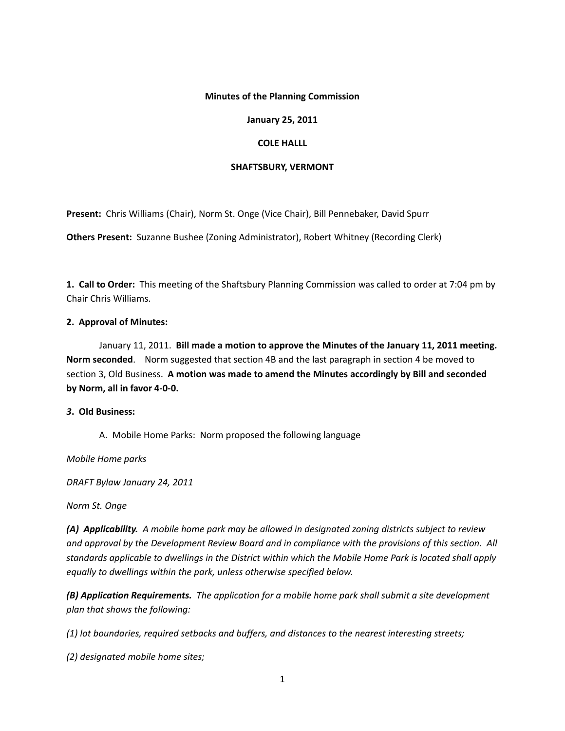**Minutes of the Planning Commission**

**January 25, 2011**

**COLE HALLL**

**SHAFTSBURY, VERMONT**

**Present:** Chris Williams (Chair), Norm St. Onge (Vice Chair), Bill Pennebaker, David Spurr

**Others Present:** Suzanne Bushee (Zoning Administrator), Robert Whitney (Recording Clerk)

**1. Call to Order:** This meeting of the Shaftsbury Planning Commission was called to order at 7:04 pm by Chair Chris Williams.

**2. Approval of Minutes:**

January 11, 2011. **Bill made a motion to approve the Minutes of the January 11, 2011 meeting. Norm seconded**. Norm suggested that section 4B and the last paragraph in section 4 be moved to section 3, Old Business. **A motion was made to amend the Minutes accordingly by Bill and seconded by Norm, all in favor 4-0-0.**

***3*. Old Business:**

A. Mobile Home Parks: Norm proposed the following language

*Mobile Home parks*

*DRAFT Bylaw January 24, 2011*

*Norm St. Onge*

***(A) Applicability.*** *A mobile home park may be allowed in designated zoning districts subject to review and approval by the Development Review Board and in compliance with the provisions of this section. All standards applicable to dwellings in the District within which the Mobile Home Park is located shall apply equally to dwellings within the park, unless otherwise specified below.*

***(B) Application Requirements.*** *The application for a mobile home park shall submit a site development plan that shows the following:*

*(1) lot boundaries, required setbacks and buffers, and distances to the nearest interesting streets;*

*(2) designated mobile home sites;*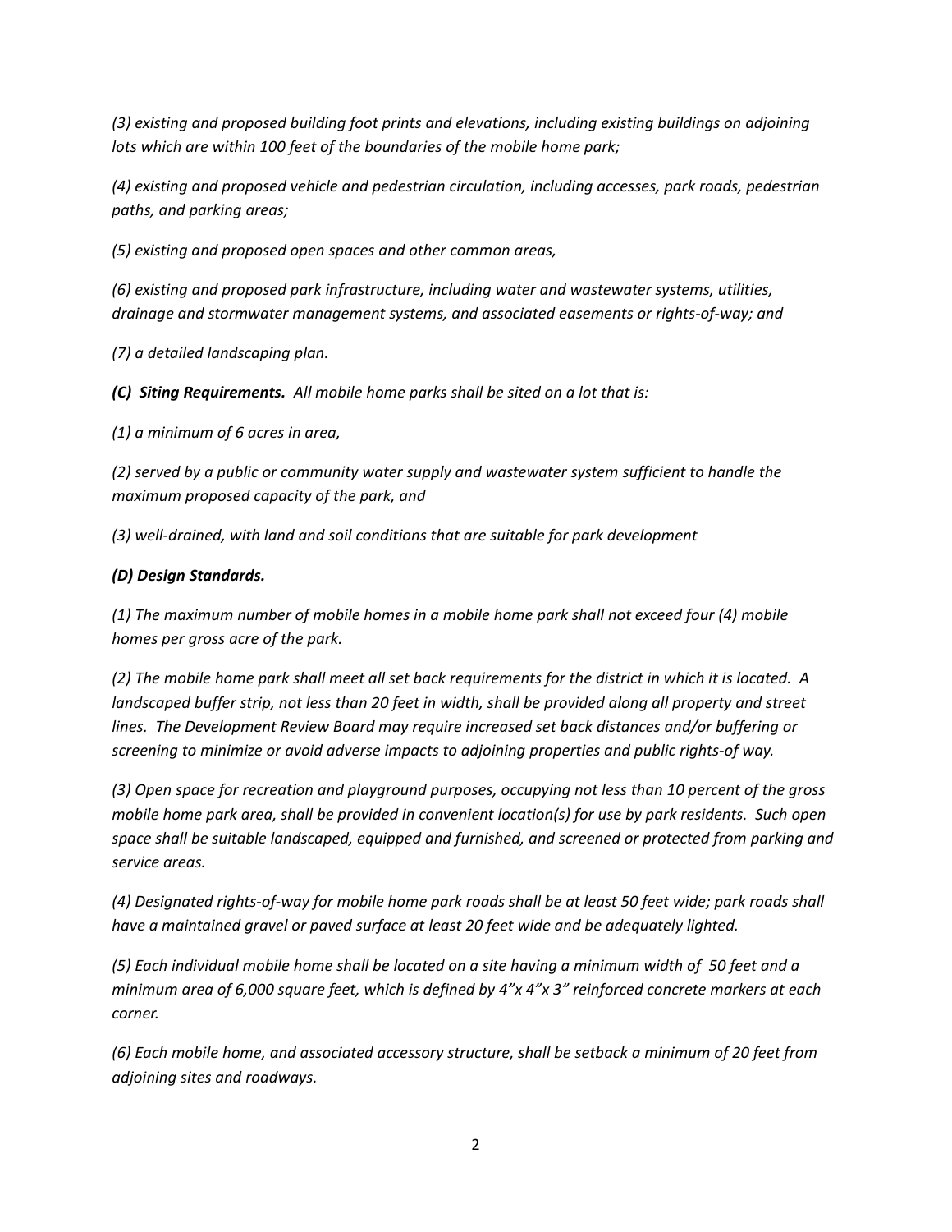*(3) existing and proposed building foot prints and elevations, including existing buildings on adjoining lots which are within 100 feet of the boundaries of the mobile home park;*

*(4) existing and proposed vehicle and pedestrian circulation, including accesses, park roads, pedestrian paths, and parking areas;*

*(5) existing and proposed open spaces and other common areas,*

*(6) existing and proposed park infrastructure, including water and wastewater systems, utilities, drainage and stormwater management systems, and associated easements or rights-of-way; and*

*(7) a detailed landscaping plan.*

***(C) Siting Requirements.*** *All mobile home parks shall be sited on a lot that is:*

*(1) a minimum of 6 acres in area,*

*(2) served by a public or community water supply and wastewater system sufficient to handle the maximum proposed capacity of the park, and*

*(3) well-drained, with land and soil conditions that are suitable for park development*

***(D) Design Standards.***

*(1) The maximum number of mobile homes in a mobile home park shall not exceed four (4) mobile homes per gross acre of the park.*

*(2) The mobile home park shall meet all set back requirements for the district in which it is located. A landscaped buffer strip, not less than 20 feet in width, shall be provided along all property and street lines. The Development Review Board may require increased set back distances and/or buffering or screening to minimize or avoid adverse impacts to adjoining properties and public rights-of way.*

*(3) Open space for recreation and playground purposes, occupying not less than 10 percent of the gross mobile home park area, shall be provided in convenient location(s) for use by park residents. Such open space shall be suitable landscaped, equipped and furnished, and screened or protected from parking and service areas.*

*(4) Designated rights-of-way for mobile home park roads shall be at least 50 feet wide; park roads shall have a maintained gravel or paved surface at least 20 feet wide and be adequately lighted.*

*(5) Each individual mobile home shall be located on a site having a minimum width of 50 feet and a minimum area of 6,000 square feet, which is defined by 4"x 4"x 3" reinforced concrete markers at each corner.*

*(6) Each mobile home, and associated accessory structure, shall be setback a minimum of 20 feet from adjoining sites and roadways.*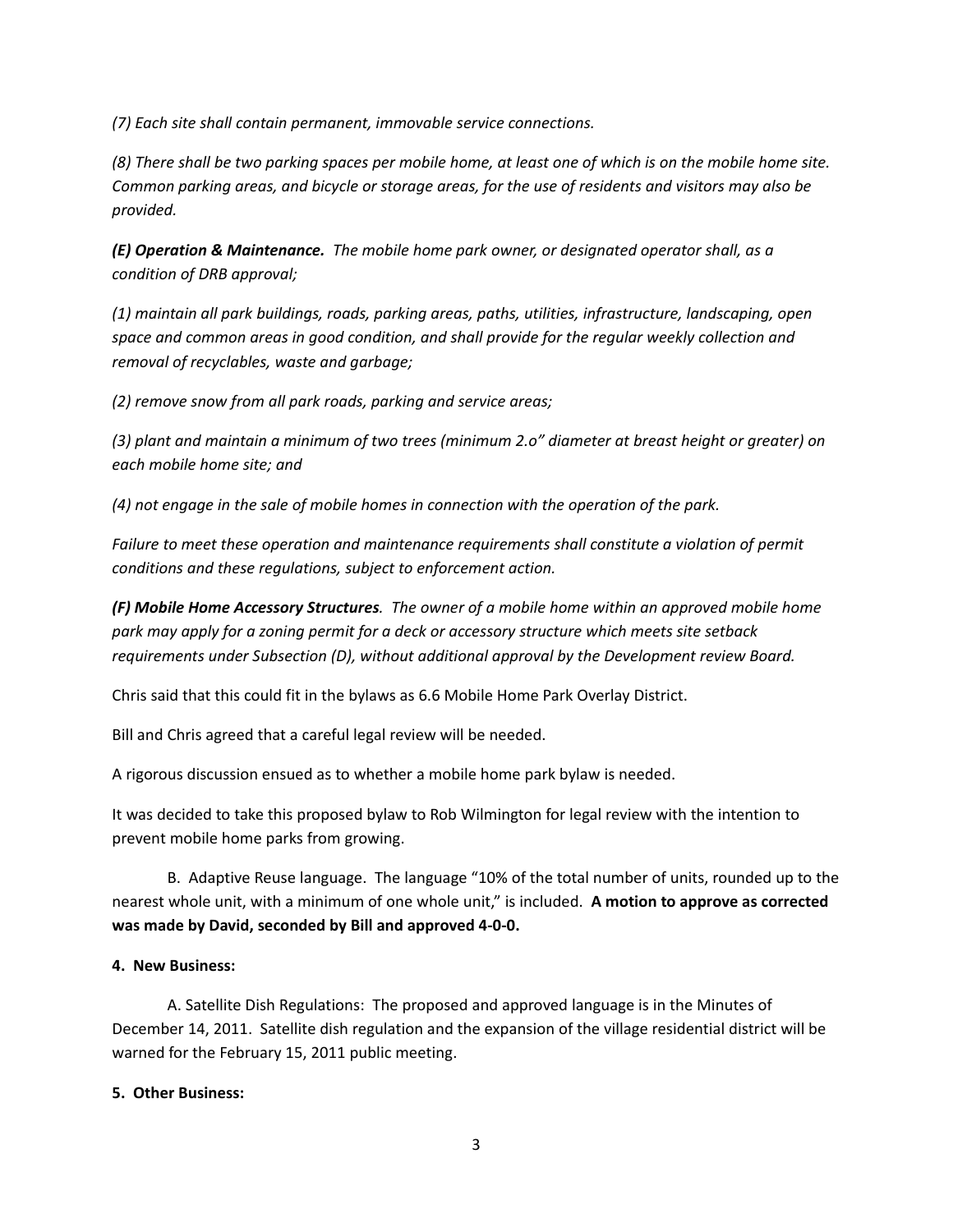*(7) Each site shall contain permanent, immovable service connections.*

*(8) There shall be two parking spaces per mobile home, at least one of which is on the mobile home site. Common parking areas, and bicycle or storage areas, for the use of residents and visitors may also be provided.*

***(E) Operation & Maintenance.*** *The mobile home park owner, or designated operator shall, as a condition of DRB approval;*

*(1) maintain all park buildings, roads, parking areas, paths, utilities, infrastructure, landscaping, open space and common areas in good condition, and shall provide for the regular weekly collection and removal of recyclables, waste and garbage;*

*(2) remove snow from all park roads, parking and service areas;*

*(3) plant and maintain a minimum of two trees (minimum 2.o" diameter at breast height or greater) on each mobile home site; and*

*(4) not engage in the sale of mobile homes in connection with the operation of the park.*

*Failure to meet these operation and maintenance requirements shall constitute a violation of permit conditions and these regulations, subject to enforcement action.*

***(F) Mobile Home Accessory Structures.*** *The owner of a mobile home within an approved mobile home park may apply for a zoning permit for a deck or accessory structure which meets site setback requirements under Subsection (D), without additional approval by the Development review Board.*

Chris said that this could fit in the bylaws as 6.6 Mobile Home Park Overlay District.

Bill and Chris agreed that a careful legal review will be needed.

A rigorous discussion ensued as to whether a mobile home park bylaw is needed.

It was decided to take this proposed bylaw to Rob Wilmington for legal review with the intention to prevent mobile home parks from growing.

B. Adaptive Reuse language. The language "10% of the total number of units, rounded up to the nearest whole unit, with a minimum of one whole unit," is included. **A motion to approve as corrected was made by David, seconded by Bill and approved 4-0-0.**

**4. New Business:**

A. Satellite Dish Regulations: The proposed and approved language is in the Minutes of December 14, 2011. Satellite dish regulation and the expansion of the village residential district will be warned for the February 15, 2011 public meeting.

**5. Other Business:**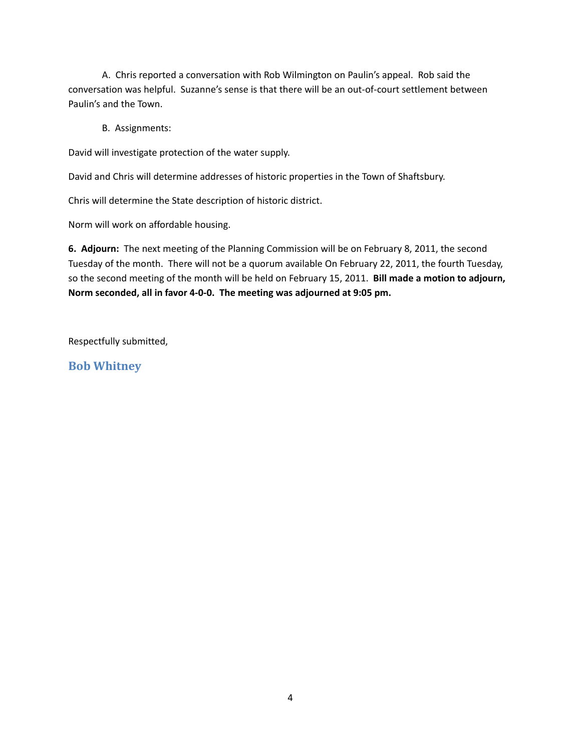A. Chris reported a conversation with Rob Wilmington on Paulin's appeal. Rob said the conversation was helpful. Suzanne's sense is that there will be an out-of-court settlement between Paulin's and the Town.

B. Assignments:

David will investigate protection of the water supply.

David and Chris will determine addresses of historic properties in the Town of Shaftsbury.

Chris will determine the State description of historic district.

Norm will work on affordable housing.

**6. Adjourn:** The next meeting of the Planning Commission will be on February 8, 2011, the second Tuesday of the month. There will not be a quorum available On February 22, 2011, the fourth Tuesday, so the second meeting of the month will be held on February 15, 2011. **Bill made a motion to adjourn, Norm seconded, all in favor 4-0-0. The meeting was adjourned at 9:05 pm.**

Respectfully submitted,

**Bob Whitney**